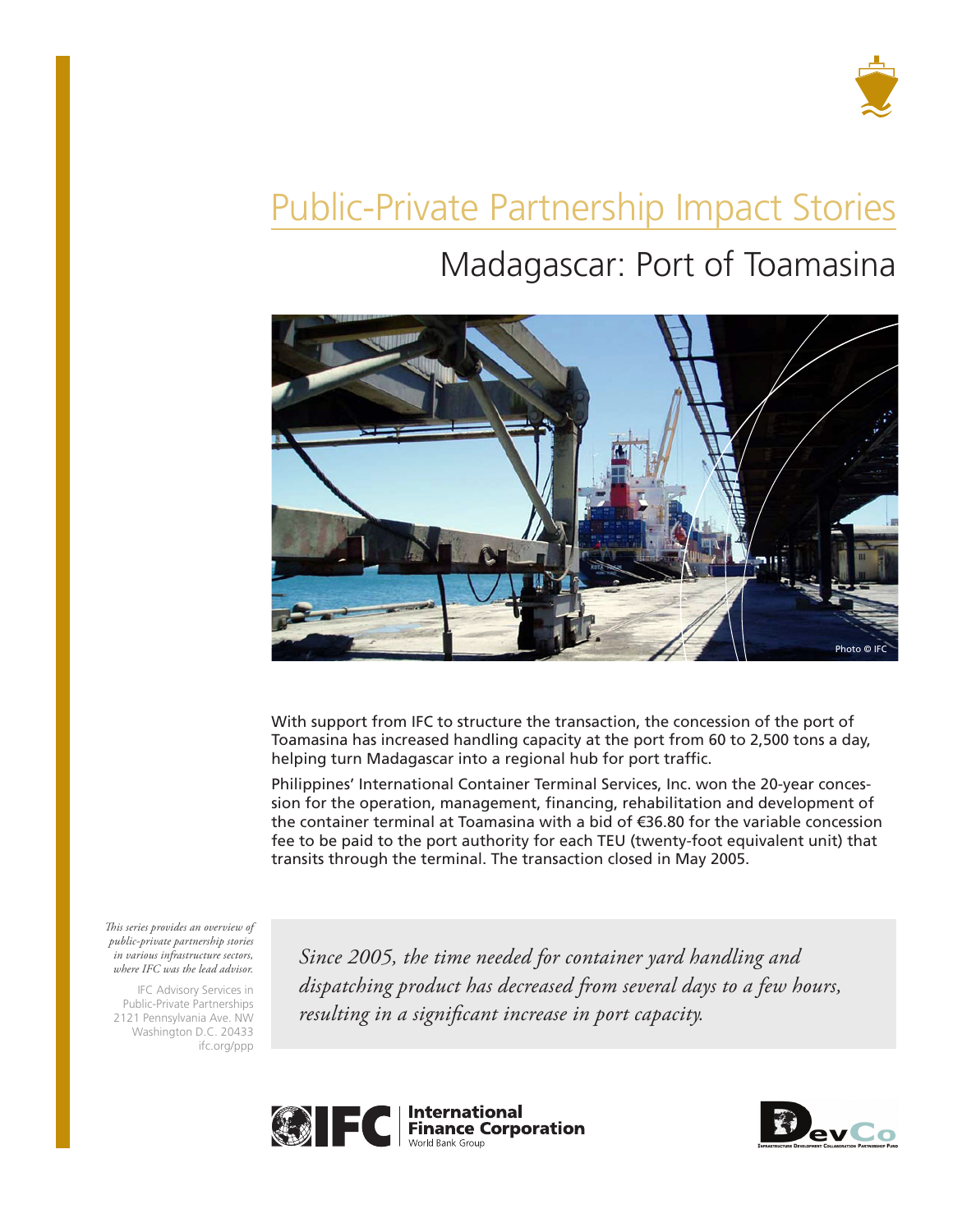# Public-Private Partnership Impact Stories

## Madagascar: Port of Toamasina

Photo © IFC

With support from IFC to structure the transaction, the concession of the port of Toamasina has increased handling capacity at the port from 60 to 2,500 tons a day, helping turn Madagascar into a regional hub for port traffic.

Philippines' International Container Terminal Services, Inc. won the 20-year concession for the operation, management, financing, rehabilitation and development of the container terminal at Toamasina with a bid of €36.80 for the variable concession fee to be paid to the port authority for each TEU (twenty-foot equivalent unit) that transits through the terminal. The transaction closed in May 2005.

*This series provides an overview of public-private partnership stories in various infrastructure sectors, where IFC was the lead advisor.*

IFC Advisory Services in Public-Private Partnerships
2121 Pennsylvania Ave. NW
Washington D.C. 20433
ifc.org/ppp

> *Since 2005, the time needed for container yard handling and dispatching product has decreased from several days to a few hours, resulting in a significant increase in port capacity.*

IFC International Finance Corporation World Bank Group

DevCo Infrastructure Development Collaboration Partnership Fund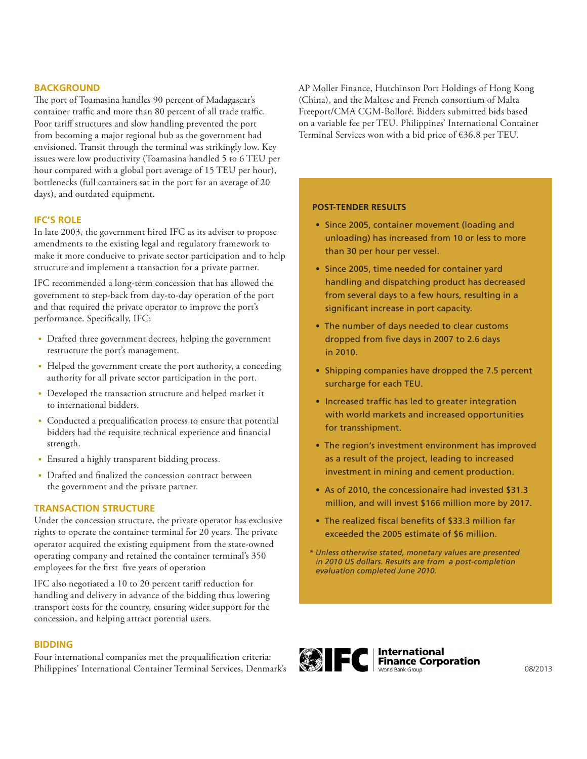## BACKGROUND

The port of Toamasina handles 90 percent of Madagascar's container traffic and more than 80 percent of all trade traffic. Poor tariff structures and slow handling prevented the port from becoming a major regional hub as the government had envisioned. Transit through the terminal was strikingly low. Key issues were low productivity (Toamasina handled 5 to 6 TEU per hour compared with a global port average of 15 TEU per hour), bottlenecks (full containers sat in the port for an average of 20 days), and outdated equipment.

## IFC'S ROLE

In late 2003, the government hired IFC as its adviser to propose amendments to the existing legal and regulatory framework to make it more conducive to private sector participation and to help structure and implement a transaction for a private partner.

IFC recommended a long-term concession that has allowed the government to step-back from day-to-day operation of the port and that required the private operator to improve the port's performance. Specifically, IFC:

- Drafted three government decrees, helping the government restructure the port's management.
- Helped the government create the port authority, a conceding authority for all private sector participation in the port.
- Developed the transaction structure and helped market it to international bidders.
- Conducted a prequalification process to ensure that potential bidders had the requisite technical experience and financial strength.
- Ensured a highly transparent bidding process.
- Drafted and finalized the concession contract between the government and the private partner.

## TRANSACTION STRUCTURE

Under the concession structure, the private operator has exclusive rights to operate the container terminal for 20 years. The private operator acquired the existing equipment from the state-owned operating company and retained the container terminal's 350 employees for the first five years of operation

IFC also negotiated a 10 to 20 percent tariff reduction for handling and delivery in advance of the bidding thus lowering transport costs for the country, ensuring wider support for the concession, and helping attract potential users.

## BIDDING

Four international companies met the prequalification criteria: Philippines' International Container Terminal Services, Denmark's AP Moller Finance, Hutchinson Port Holdings of Hong Kong (China), and the Maltese and French consortium of Malta Freeport/CMA CGM-Bolloré. Bidders submitted bids based on a variable fee per TEU. Philippines' International Container Terminal Services won with a bid price of €36.8 per TEU.

### POST-TENDER RESULTS

- Since 2005, container movement (loading and unloading) has increased from 10 or less to more than 30 per hour per vessel.
- Since 2005, time needed for container yard handling and dispatching product has decreased from several days to a few hours, resulting in a significant increase in port capacity.
- The number of days needed to clear customs dropped from five days in 2007 to 2.6 days in 2010.
- Shipping companies have dropped the 7.5 percent surcharge for each TEU.
- Increased traffic has led to greater integration with world markets and increased opportunities for transshipment.
- The region's investment environment has improved as a result of the project, leading to increased investment in mining and cement production.
- As of 2010, the concessionaire had invested $31.3 million, and will invest $166 million more by 2017.
- The realized fiscal benefits of $33.3 million far exceeded the 2005 estimate of $6 million.

*\* Unless otherwise stated, monetary values are presented in 2010 US dollars. Results are from a post-completion evaluation completed June 2010.*

International Finance Corporation
World Bank Group

08/2013